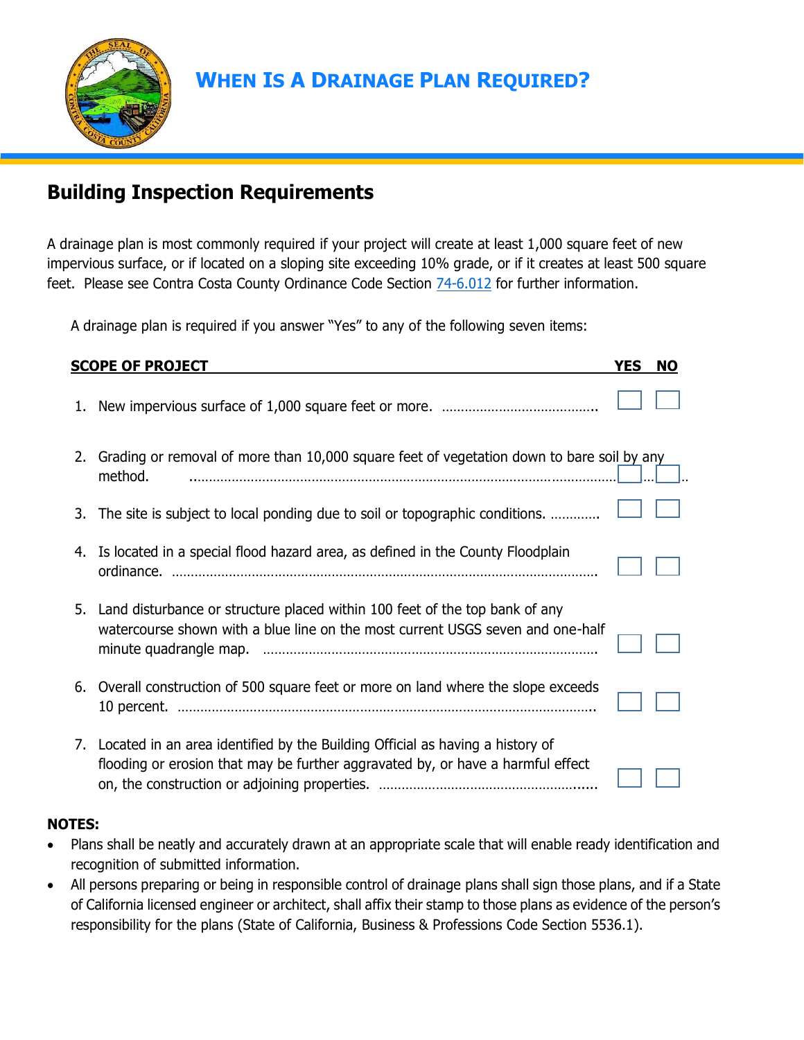# WHEN IS A DRAINAGE PLAN REQUIRED?

## Building Inspection Requirements

A drainage plan is most commonly required if your project will create at least 1,000 square feet of new impervious surface, or if located on a sloping site exceeding 10% grade, or if it creates at least 500 square feet. Please see Contra Costa County Ordinance Code Section [74-6.012](74-6.012) for further information.

A drainage plan is required if you answer "Yes" to any of the following seven items:

| SCOPE OF PROJECT | YES | NO |
|---|---|---|
| 1. New impervious surface of 1,000 square feet or more. ........................................ | ☐ | ☐ |
| 2. Grading or removal of more than 10,000 square feet of vegetation down to bare soil by any method. ........................................ | ☐ | ☐ |
| 3. The site is subject to local ponding due to soil or topographic conditions. ............ | ☐ | ☐ |
| 4. Is located in a special flood hazard area, as defined in the County Floodplain ordinance. ........................................ | ☐ | ☐ |
| 5. Land disturbance or structure placed within 100 feet of the top bank of any watercourse shown with a blue line on the most current USGS seven and one-half minute quadrangle map. ........................................ | ☐ | ☐ |
| 6. Overall construction of 500 square feet or more on land where the slope exceeds 10 percent. ........................................ | ☐ | ☐ |
| 7. Located in an area identified by the Building Official as having a history of flooding or erosion that may be further aggravated by, or have a harmful effect on, the construction or adjoining properties. ........................................ | ☐ | ☐ |

**NOTES:**

- Plans shall be neatly and accurately drawn at an appropriate scale that will enable ready identification and recognition of submitted information.
- All persons preparing or being in responsible control of drainage plans shall sign those plans, and if a State of California licensed engineer or architect, shall affix their stamp to those plans as evidence of the person's responsibility for the plans (State of California, Business & Professions Code Section 5536.1).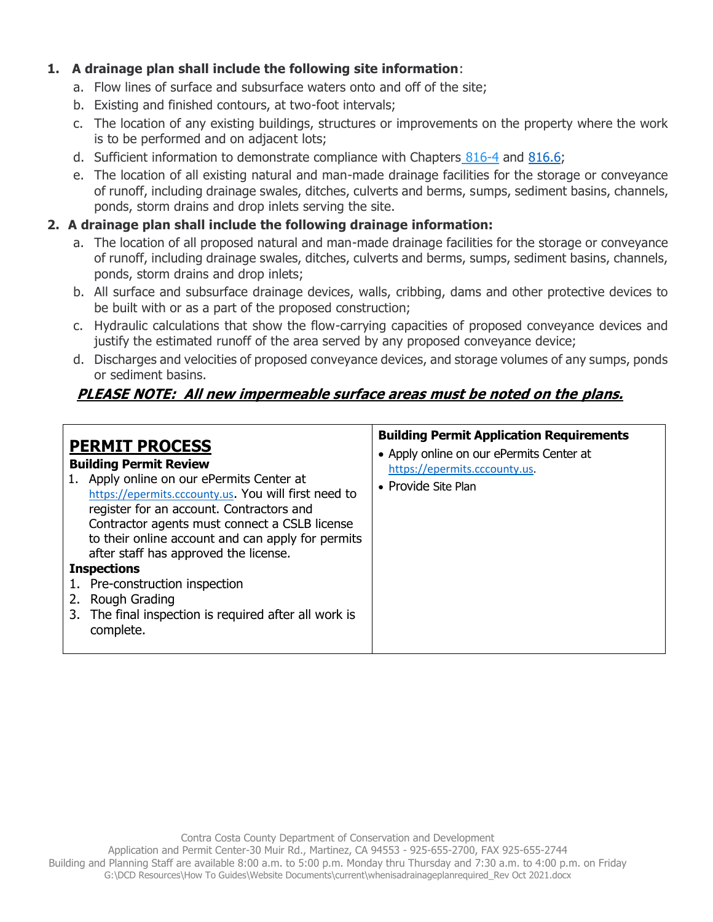1. **A drainage plan shall include the following site information**:
   a. Flow lines of surface and subsurface waters onto and off of the site;
   b. Existing and finished contours, at two-foot intervals;
   c. The location of any existing buildings, structures or improvements on the property where the work is to be performed and on adjacent lots;
   d. Sufficient information to demonstrate compliance with Chapters 816-4 and 816.6;
   e. The location of all existing natural and man-made drainage facilities for the storage or conveyance of runoff, including drainage swales, ditches, culverts and berms, sumps, sediment basins, channels, ponds, storm drains and drop inlets serving the site.

2. **A drainage plan shall include the following drainage information:**
   a. The location of all proposed natural and man-made drainage facilities for the storage or conveyance of runoff, including drainage swales, ditches, culverts and berms, sumps, sediment basins, channels, ponds, storm drains and drop inlets;
   b. All surface and subsurface drainage devices, walls, cribbing, dams and other protective devices to be built with or as a part of the proposed construction;
   c. Hydraulic calculations that show the flow-carrying capacities of proposed conveyance devices and justify the estimated runoff of the area served by any proposed conveyance device;
   d. Discharges and velocities of proposed conveyance devices, and storage volumes of any sumps, ponds or sediment basins.

***PLEASE NOTE: All new impermeable surface areas must be noted on the plans.***

## PERMIT PROCESS

**Building Permit Review**

1. Apply online on our ePermits Center at https://epermits.cccounty.us. You will first need to register for an account. Contractors and Contractor agents must connect a CSLB license to their online account and can apply for permits after staff has approved the license.

**Inspections**

1. Pre-construction inspection
2. Rough Grading
3. The final inspection is required after all work is complete.

**Building Permit Application Requirements**

- Apply online on our ePermits Center at https://epermits.cccounty.us.
- Provide Site Plan

Contra Costa County Department of Conservation and Development
Application and Permit Center-30 Muir Rd., Martinez, CA 94553 - 925-655-2700, FAX 925-655-2744
Building and Planning Staff are available 8:00 a.m. to 5:00 p.m. Monday thru Thursday and 7:30 a.m. to 4:00 p.m. on Friday
G:\DCD Resources\How To Guides\Website Documents\current\whenisadrainageplanrequired_Rev Oct 2021.docx